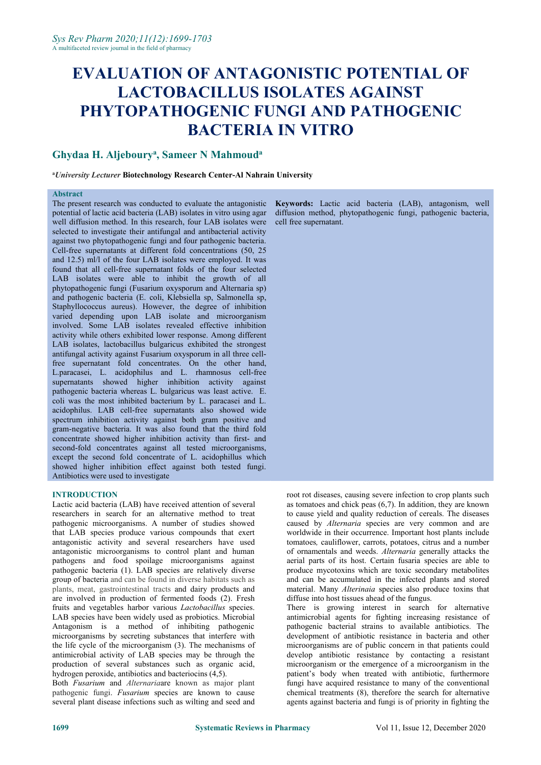# EVALUATION OF ANTAGONISTIC POTENTIAL OF LACTOBACILLUS ISOLATES AGAINST PHYTOPATHOGENIC FUNGI AND PATHOGENIC BACTERIA IN VITRO

## Ghydaa H. Aljeboury[a], Sameer N Mahmoud[a]

[a]*University Lecturer* **Biotechnology Research Center-Al Nahrain University**

**Abstract**

The present research was conducted to evaluate the antagonistic potential of lactic acid bacteria (LAB) isolates in vitro using agar well diffusion method. In this research, four LAB isolates were selected to investigate their antifungal and antibacterial activity against two phytopathogenic fungi and four pathogenic bacteria. Cell-free supernatants at different fold concentrations (50, 25 and 12.5) ml/l of the four LAB isolates were employed. It was found that all cell-free supernatant folds of the four selected LAB isolates were able to inhibit the growth of all phytopathogenic fungi (Fusarium oxysporum and Alternaria sp) and pathogenic bacteria (E. coli, Klebsiella sp, Salmonella sp, Staphyllococcus aureus). However, the degree of inhibition varied depending upon LAB isolate and microorganism involved. Some LAB isolates revealed effective inhibition activity while others exhibited lower response. Among different LAB isolates, lactobacillus bulgaricus exhibited the strongest antifungal activity against Fusarium oxysporum in all three cell-free supernatant fold concentrates. On the other hand, L.paracasei, L. acidophilus and L. rhamnosus cell-free supernatants showed higher inhibition activity against pathogenic bacteria whereas L. bulgaricus was least active. E. coli was the most inhibited bacterium by L. paracasei and L. acidophilus. LAB cell-free supernatants also showed wide spectrum inhibition activity against both gram positive and gram-negative bacteria. It was also found that the third fold concentrate showed higher inhibition activity than first- and second-fold concentrates against all tested microorganisms, except the second fold concentrate of L. acidophillus which showed higher inhibition effect against both tested fungi. Antibiotics were used to investigate

**Keywords:** Lactic acid bacteria (LAB), antagonism, well diffusion method, phytopathogenic fungi, pathogenic bacteria, cell free supernatant.

## INTRODUCTION

Lactic acid bacteria (LAB) have received attention of several researchers in search for an alternative method to treat pathogenic microorganisms. A number of studies showed that LAB species produce various compounds that exert antagonistic activity and several researchers have used antagonistic microorganisms to control plant and human pathogens and food spoilage microorganisms against pathogenic bacteria (1). LAB species are relatively diverse group of bacteria and can be found in diverse habitats such as plants, meat, gastrointestinal tracts and dairy products and are involved in production of fermented foods (2). Fresh fruits and vegetables harbor various *Lactobacillus* species. LAB species have been widely used as probiotics. Microbial Antagonism is a method of inhibiting pathogenic microorganisms by secreting substances that interfere with the life cycle of the microorganism (3). The mechanisms of antimicrobial activity of LAB species may be through the production of several substances such as organic acid, hydrogen peroxide, antibiotics and bacteriocins (4,5).

Both *Fusarium* and *Alternaria*are known as major plant pathogenic fungi. *Fusarium* species are known to cause several plant disease infections such as wilting and seed and root rot diseases, causing severe infection to crop plants such as tomatoes and chick peas (6,7). In addition, they are known to cause yield and quality reduction of cereals. The diseases caused by *Alternaria* species are very common and are worldwide in their occurrence. Important host plants include tomatoes*,* cauliflower, carrots, potatoes, citrus and a number of ornamentals and weeds. *Alternaria* generally attacks the aerial parts of its host. Certain fusaria species are able to produce mycotoxins which are toxic secondary metabolites and can be accumulated in the infected plants and stored material. Many *Alterinaia* species also produce toxins that diffuse into host tissues ahead of the fungus.

There is growing interest in search for alternative antimicrobial agents for fighting increasing resistance of pathogenic bacterial strains to available antibiotics. The development of antibiotic resistance in bacteria and other microorganisms are of public concern in that patients could develop antibiotic resistance by contacting a resistant microorganism or the emergence of a microorganism in the patient's body when treated with antibiotic, furthermore fungi have acquired resistance to many of the conventional chemical treatments (8), therefore the search for alternative agents against bacteria and fungi is of priority in fighting the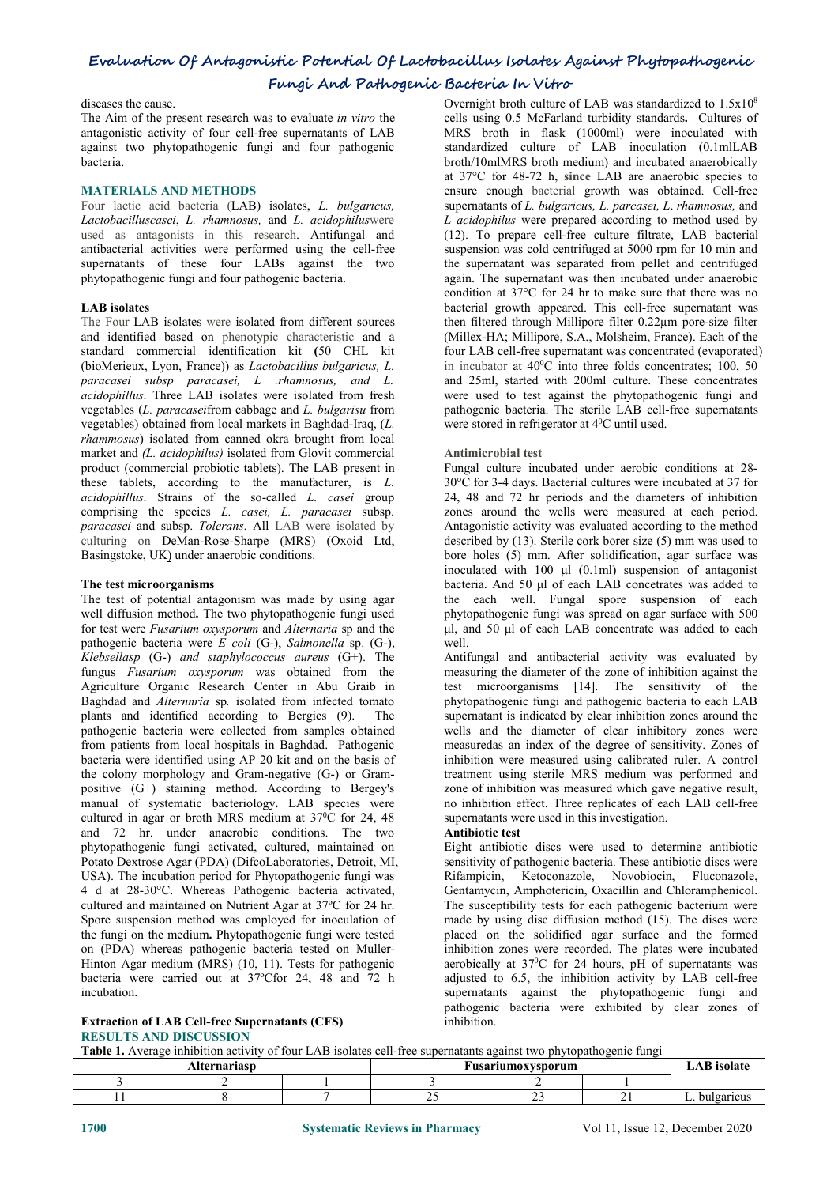diseases the cause.

The Aim of the present research was to evaluate *in vitro* the antagonistic activity of four cell-free supernatants of LAB against two phytopathogenic fungi and four pathogenic bacteria.

## MATERIALS AND METHODS

Four lactic acid bacteria (LAB) isolates, *L. bulgaricus, Lactobacilluscasei*, *L. rhamnosus,* and *L. acidophilus*were used as antagonists in this research. Antifungal and antibacterial activities were performed using the cell-free supernatants of these four LABs against the two phytopathogenic fungi and four pathogenic bacteria.

### LAB isolates

The Four LAB isolates were isolated from different sources and identified based on phenotypic characteristic and a standard commercial identification kit **(**50 CHL kit (bioMerieux, Lyon, France)) as *Lactobacillus bulgaricus, L. paracasei subsp paracasei, L .rhamnosus, and L. acidophillus*. Three LAB isolates were isolated from fresh vegetables (*L. paracasei*from cabbage and *L. bulgarisu* from vegetables) obtained from local markets in Baghdad-Iraq, (*L. rhammosus*) isolated from canned okra brought from local market and *(L. acidophilus)* isolated from Glovit commercial product (commercial probiotic tablets). The LAB present in these tablets, according to the manufacturer, is *L. acidophillus*. Strains of the so-called *L. casei* group comprising the species *L. casei, L. paracasei* subsp. *paracasei* and subsp. *Tolerans*. All LAB were isolated by culturing on DeMan-Rose-Sharpe (MRS) (Oxoid Ltd, Basingstoke, UK) under anaerobic conditions.

### The test microorganisms

The test of potential antagonism was made by using agar well diffusion method**.** The two phytopathogenic fungi used for test were *Fusarium oxysporum* and *Alternaria* sp and the pathogenic bacteria were *E coli* (G-), *Salmonella* sp. (G-), *Klebsellasp* (G-) *and staphylococcus aureus* (G+). The fungus *Fusarium oxysporum* was obtained from the Agriculture Organic Research Center in Abu Graib in Baghdad and *Alternnria* sp*.* isolated from infected tomato plants and identified according to Bergies (9). The pathogenic bacteria were collected from samples obtained from patients from local hospitals in Baghdad. Pathogenic bacteria were identified using AP 20 kit and on the basis of the colony morphology and Gram-negative (G-) or Gram-positive (G+) staining method. According to Bergey's manual of systematic bacteriology**.** LAB species were cultured in agar or broth MRS medium at 37$^0$C for 24, 48 and 72 hr. under anaerobic conditions. The two phytopathogenic fungi activated, cultured, maintained on Potato Dextrose Agar (PDA) (DifcoLaboratories, Detroit, MI, USA). The incubation period for Phytopathogenic fungi was 4 d at 28-30°C. Whereas Pathogenic bacteria activated, cultured and maintained on Nutrient Agar at 37ºC for 24 hr. Spore suspension method was employed for inoculation of the fungi on the medium**.** Phytopathogenic fungi were tested on (PDA) whereas pathogenic bacteria tested on Muller-Hinton Agar medium (MRS) (10, 11). Tests for pathogenic bacteria were carried out at 37ºCfor 24, 48 and 72 h incubation.

### Extraction of LAB Cell-free Supernatants (CFS)

Overnight broth culture of LAB was standardized to 1.5x10$^8$ cells using 0.5 McFarland turbidity standards**.** Cultures of MRS broth in flask (1000ml) were inoculated with standardized culture of LAB inoculation (0.1mlLAB broth/10mlMRS broth medium) and incubated anaerobically at 37°C for 48-72 h, **since** LAB are anaerobic species to ensure enough bacterial growth was obtained. Cell-free supernatants of *L. bulgaricus, L. parcasei, L*. *rhamnosus,* and *L acidophilus* were prepared according to method used by (12). To prepare cell-free culture filtrate, LAB bacterial suspension was cold centrifuged at 5000 rpm for 10 min and the supernatant was separated from pellet and centrifuged again. The supernatant was then incubated under anaerobic condition at 37°C for 24 hr to make sure that there was no bacterial growth appeared. This cell-free supernatant was then filtered through Millipore filter 0.22µm pore-size filter (Millex-HA; Millipore, S.A., Molsheim, France). Each of the four LAB cell-free supernatant was concentrated (evaporated) in incubator at 40$^0$C into three folds concentrates; 100, 50 and 25ml, started with 200ml culture. These concentrates were used to test against the phytopathogenic fungi and pathogenic bacteria. The sterile LAB cell-free supernatants were stored in refrigerator at 4$^0$C until used.

### Antimicrobial test

Fungal culture incubated under aerobic conditions at 28-30°C for 3-4 days. Bacterial cultures were incubated at 37 for 24, 48 and 72 hr periods and the diameters of inhibition zones around the wells were measured at each period. Antagonistic activity was evaluated according to the method described by (13). Sterile cork borer size (5) mm was used to bore holes (5) mm. After solidification, agar surface was inoculated with 100 µl (0.1ml) suspension of antagonist bacteria. And 50 µl of each LAB concetrates was added to the each well. Fungal spore suspension of each phytopathogenic fungi was spread on agar surface with 500 µl, and 50 µl of each LAB concentrate was added to each well.

Antifungal and antibacterial activity was evaluated by measuring the diameter of the zone of inhibition against the test microorganisms [14]. The sensitivity of the phytopathogenic fungi and pathogenic bacteria to each LAB supernatant is indicated by clear inhibition zones around the wells and the diameter of clear inhibitory zones were measuredas an index of the degree of sensitivity. Zones of inhibition were measured using calibrated ruler. A control treatment using sterile MRS medium was performed and zone of inhibition was measured which gave negative result, no inhibition effect. Three replicates of each LAB cell-free supernatants were used in this investigation.

### Antibiotic test

Eight antibiotic discs were used to determine antibiotic sensitivity of pathogenic bacteria. These antibiotic discs were Rifampicin, Ketoconazole, Novobiocin, Fluconazole, Gentamycin, Amphotericin, Oxacillin and Chloramphenicol. The susceptibility tests for each pathogenic bacterium were made by using disc diffusion method (15). The discs were placed on the solidified agar surface and the formed inhibition zones were recorded. The plates were incubated aerobically at 37$^0$C for 24 hours, pH of supernatants was adjusted to 6.5, the inhibition activity by LAB cell-free supernatants against the phytopathogenic fungi and pathogenic bacteria were exhibited by clear zones of inhibition.

## RESULTS AND DISCUSSION

**Table 1.** Average inhibition activity of four LAB isolates cell-free supernatants against two phytopathogenic fungi

| Alternariasp | | | Fusariumoxysporum | | | LAB isolate |
|---|---|---|---|---|---|---|
| 3 | 2 | 1 | 3 | 2 | 1 | |
| 11 | 8 | 7 | 25 | 23 | 21 | L. bulgaricus |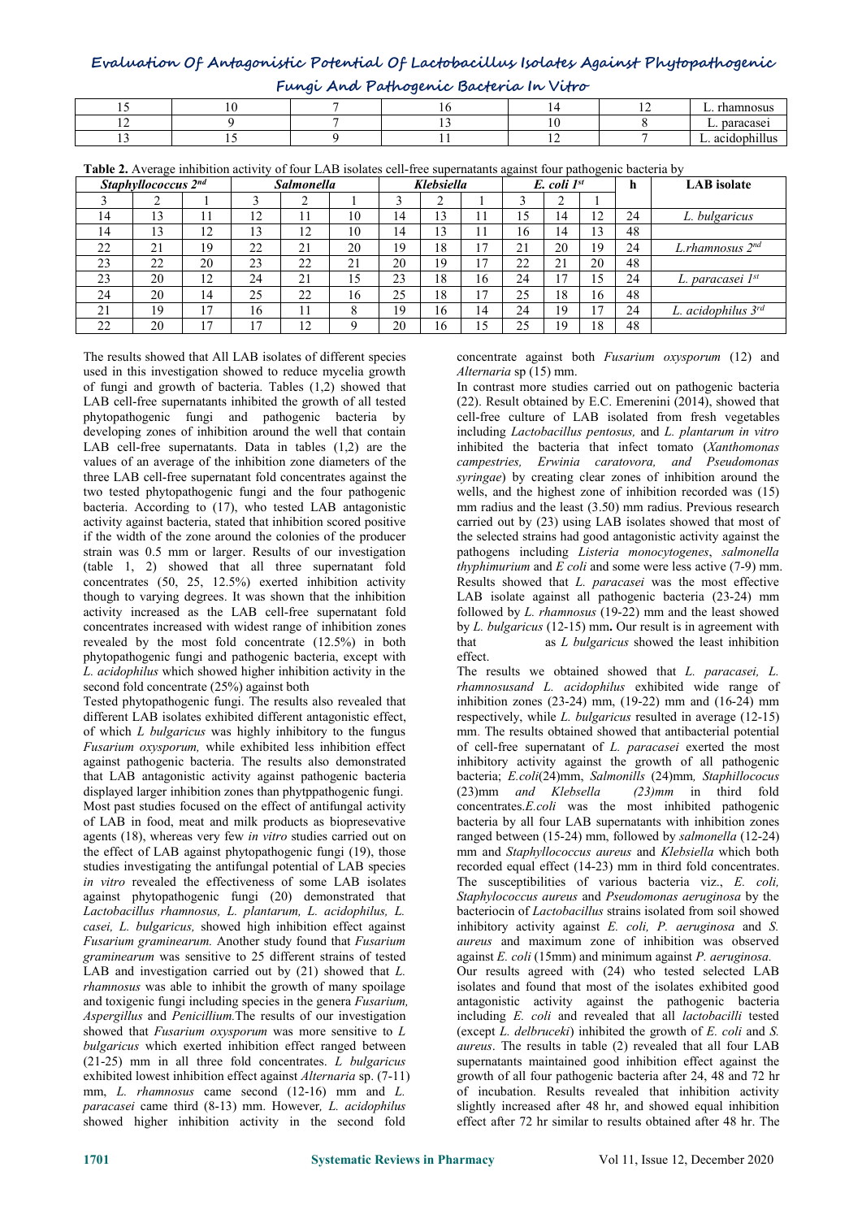| 15 | 10 | 7 | 16 | 14 | 12 | L. rhamnosus |
|---|---|---|---|---|---|---|
| 12 | 9 | 7 | 13 | 10 | 8 | L. paracasei |
| 13 | 15 | 9 | 11 | 12 | 7 | L. acidophillus |

**Table 2.** Average inhibition activity of four LAB isolates cell-free supernatants against four pathogenic bacteria by

| *Staphyllococcus 2nd* | | | *Salmonella* | | | *Klebsiella* | | | *E. coli 1st* | | | h | LAB isolate |
|---|---|---|---|---|---|---|---|---|---|---|---|---|---|
| 3 | 2 | 1 | 3 | 2 | 1 | 3 | 2 | 1 | 3 | 2 | 1 | | |
| 14 | 13 | 11 | 12 | 11 | 10 | 14 | 13 | 11 | 15 | 14 | 12 | 24 | *L. bulgaricus* |
| 14 | 13 | 12 | 13 | 12 | 10 | 14 | 13 | 11 | 16 | 14 | 13 | 48 | |
| 22 | 21 | 19 | 22 | 21 | 20 | 19 | 18 | 17 | 21 | 20 | 19 | 24 | *L.rhamnosus 2nd* |
| 23 | 22 | 20 | 23 | 22 | 21 | 20 | 19 | 17 | 22 | 21 | 20 | 48 | |
| 23 | 20 | 12 | 24 | 21 | 15 | 23 | 18 | 16 | 24 | 17 | 15 | 24 | *L. paracasei 1st* |
| 24 | 20 | 14 | 25 | 22 | 16 | 25 | 18 | 17 | 25 | 18 | 16 | 48 | |
| 21 | 19 | 17 | 16 | 11 | 8 | 19 | 16 | 14 | 24 | 19 | 17 | 24 | *L. acidophilus 3rd* |
| 22 | 20 | 17 | 17 | 12 | 9 | 20 | 16 | 15 | 25 | 19 | 18 | 48 | |

The results showed that All LAB isolates of different species used in this investigation showed to reduce mycelia growth of fungi and growth of bacteria. Tables (1,2) showed that LAB cell-free supernatants inhibited the growth of all tested phytopathogenic fungi and pathogenic bacteria by developing zones of inhibition around the well that contain LAB cell-free supernatants. Data in tables (1,2) are the values of an average of the inhibition zone diameters of the three LAB cell-free supernatant fold concentrates against the two tested phytopathogenic fungi and the four pathogenic bacteria. According to (17), who tested LAB antagonistic activity against bacteria, stated that inhibition scored positive if the width of the zone around the colonies of the producer strain was 0.5 mm or larger. Results of our investigation (table 1, 2) showed that all three supernatant fold concentrates (50, 25, 12.5%) exerted inhibition activity though to varying degrees. It was shown that the inhibition activity increased as the LAB cell-free supernatant fold concentrates increased with widest range of inhibition zones revealed by the most fold concentrate (12.5%) in both phytopathogenic fungi and pathogenic bacteria, except with *L. acidophilus* which showed higher inhibition activity in the second fold concentrate (25%) against both

Tested phytopathogenic fungi. The results also revealed that different LAB isolates exhibited different antagonistic effect, of which *L bulgaricus* was highly inhibitory to the fungus *Fusarium oxysporum,* while exhibited less inhibition effect against pathogenic bacteria. The results also demonstrated that LAB antagonistic activity against pathogenic bacteria displayed larger inhibition zones than phytppathogenic fungi. Most past studies focused on the effect of antifungal activity of LAB in food, meat and milk products as biopresevative agents (18), whereas very few *in vitro* studies carried out on the effect of LAB against phytopathogenic fungi (19), those studies investigating the antifungal potential of LAB species *in vitro* revealed the effectiveness of some LAB isolates against phytopathogenic fungi (20) demonstrated that *Lactobacillus rhamnosus, L. plantarum, L. acidophilus, L. casei, L. bulgaricus,* showed high inhibition effect against *Fusarium graminearum.* Another study found that *Fusarium graminearum* was sensitive to 25 different strains of tested LAB and investigation carried out by (21) showed that *L. rhamnosus* was able to inhibit the growth of many spoilage and toxigenic fungi including species in the genera *Fusarium, Aspergillus* and *Penicillium.*The results of our investigation showed that *Fusarium oxysporum* was more sensitive to *L bulgaricus* which exerted inhibition effect ranged between (21-25) mm in all three fold concentrates. *L bulgaricus* exhibited lowest inhibition effect against *Alternaria* sp. (7-11) mm, *L. rhamnosus* came second (12-16) mm and *L. paracasei* came third (8-13) mm. However*, L. acidophilus* showed higher inhibition activity in the second fold concentrate against both *Fusarium oxysporum* (12) and *Alternaria* sp (15) mm.

In contrast more studies carried out on pathogenic bacteria (22). Result obtained by E.C. Emerenini (2014), showed that cell-free culture of LAB isolated from fresh vegetables including *Lactobacillus pentosus,* and *L. plantarum in vitro* inhibited the bacteria that infect tomato (*Xanthomonas campestries, Erwinia caratovora, and Pseudomonas syringae*) by creating clear zones of inhibition around the wells, and the highest zone of inhibition recorded was (15) mm radius and the least (3.50) mm radius. Previous research carried out by (23) using LAB isolates showed that most of the selected strains had good antagonistic activity against the pathogens including *Listeria monocytogenes*, *salmonella thyphimurium* and *E coli* and some were less active (7-9) mm. Results showed that *L. paracasei* was the most effective LAB isolate against all pathogenic bacteria (23-24) mm followed by *L. rhamnosus* (19-22) mm and the least showed by *L. bulgaricus* (12-15) mm**.** Our result is in agreement with that as *L bulgaricus* showed the least inhibition effect.

The results we obtained showed that *L. paracasei, L. rhamnosusand L. acidophilus* exhibited wide range of inhibition zones (23-24) mm, (19-22) mm and (16-24) mm respectively, while *L. bulgaricus* resulted in average (12-15) mm. The results obtained showed that antibacterial potential of cell-free supernatant of *L. paracasei* exerted the most inhibitory activity against the growth of all pathogenic bacteria; *E.coli*(24)mm, *Salmonills* (24)mm*, Staphillococus* (23)mm *and Klebsella (23)mm* in third fold concentrates.*E.coli* was the most inhibited pathogenic bacteria by all four LAB supernatants with inhibition zones ranged between (15-24) mm, followed by *salmonella* (12-24) mm and *Staphyllococcus aureus* and *Klebsiella* which both recorded equal effect (14-23) mm in third fold concentrates.

The susceptibilities of various bacteria viz., *E. coli, Staphylococcus aureus* and *Pseudomonas aeruginosa* by the bacteriocin of *Lactobacillus* strains isolated from soil showed inhibitory activity against *E. coli, P. aeruginosa* and *S. aureus* and maximum zone of inhibition was observed against *E. coli* (15mm) and minimum against *P. aeruginosa.*

Our results agreed with (24) who tested selected LAB isolates and found that most of the isolates exhibited good antagonistic activity against the pathogenic bacteria including *E. coli* and revealed that all *lactobacilli* tested (except *L. delbruceki*) inhibited the growth of *E. coli* and *S. aureus*. The results in table (2) revealed that all four LAB supernatants maintained good inhibition effect against the growth of all four pathogenic bacteria after 24, 48 and 72 hr of incubation. Results revealed that inhibition activity slightly increased after 48 hr, and showed equal inhibition effect after 72 hr similar to results obtained after 48 hr. The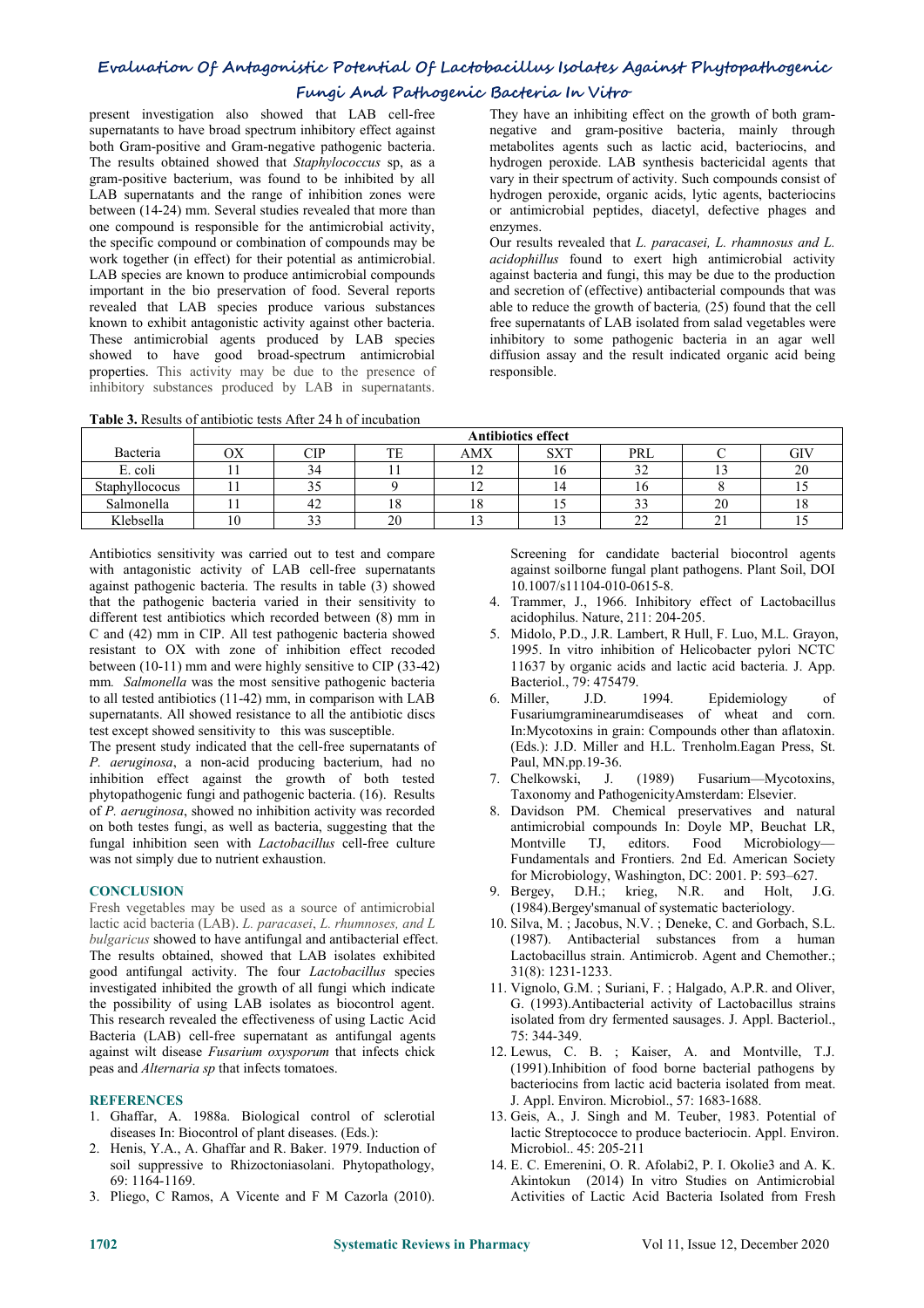present investigation also showed that LAB cell-free supernatants to have broad spectrum inhibitory effect against both Gram-positive and Gram-negative pathogenic bacteria. The results obtained showed that *Staphylococcus* sp, as a gram-positive bacterium, was found to be inhibited by all LAB supernatants and the range of inhibition zones were between (14-24) mm. Several studies revealed that more than one compound is responsible for the antimicrobial activity, the specific compound or combination of compounds may be work together (in effect) for their potential as antimicrobial. LAB species are known to produce antimicrobial compounds important in the bio preservation of food. Several reports revealed that LAB species produce various substances known to exhibit antagonistic activity against other bacteria. These antimicrobial agents produced by LAB species showed to have good broad-spectrum antimicrobial properties. This activity may be due to the presence of inhibitory substances produced by LAB in supernatants. They have an inhibiting effect on the growth of both gram-negative and gram-positive bacteria, mainly through metabolites agents such as lactic acid, bacteriocins, and hydrogen peroxide. LAB synthesis bactericidal agents that vary in their spectrum of activity. Such compounds consist of hydrogen peroxide, organic acids, lytic agents, bacteriocins or antimicrobial peptides, diacetyl, defective phages and enzymes.

Our results revealed that *L. paracasei, L. rhamnosus and L. acidophillus* found to exert high antimicrobial activity against bacteria and fungi, this may be due to the production and secretion of (effective) antibacterial compounds that was able to reduce the growth of bacteria*,* (25) found that the cell free supernatants of LAB isolated from salad vegetables were inhibitory to some pathogenic bacteria in an agar well diffusion assay and the result indicated organic acid being responsible.

**Table 3.** Results of antibiotic tests After 24 h of incubation

| Bacteria | Antibiotics effect | | | | | | | |
|---|---|---|---|---|---|---|---|---|
| | OX | CIP | TE | AMX | SXT | PRL | C | GIV |
| E. coli | 11 | 34 | 11 | 12 | 16 | 32 | 13 | 20 |
| Staphyllococus | 11 | 35 | 9 | 12 | 14 | 16 | 8 | 15 |
| Salmonella | 11 | 42 | 18 | 18 | 15 | 33 | 20 | 18 |
| Klebsella | 10 | 33 | 20 | 13 | 13 | 22 | 21 | 15 |

Antibiotics sensitivity was carried out to test and compare with antagonistic activity of LAB cell-free supernatants against pathogenic bacteria. The results in table (3) showed that the pathogenic bacteria varied in their sensitivity to different test antibiotics which recorded between (8) mm in C and (42) mm in CIP. All test pathogenic bacteria showed resistant to OX with zone of inhibition effect recoded between (10-11) mm and were highly sensitive to CIP (33-42) mm*. Salmonella* was the most sensitive pathogenic bacteria to all tested antibiotics (11-42) mm, in comparison with LAB supernatants. All showed resistance to all the antibiotic discs test except showed sensitivity to this was susceptible.

The present study indicated that the cell-free supernatants of *P. aeruginosa*, a non-acid producing bacterium, had no inhibition effect against the growth of both tested phytopathogenic fungi and pathogenic bacteria. (16). Results of *P. aeruginosa*, showed no inhibition activity was recorded on both testes fungi, as well as bacteria, suggesting that the fungal inhibition seen with *Lactobacillus* cell-free culture was not simply due to nutrient exhaustion.

## CONCLUSION

Fresh vegetables may be used as a source of antimicrobial lactic acid bacteria (LAB). *L. paracasei*, *L. rhumnoses, and L bulgaricus* showed to have antifungal and antibacterial effect. The results obtained, showed that LAB isolates exhibited good antifungal activity. The four *Lactobacillus* species investigated inhibited the growth of all fungi which indicate the possibility of using LAB isolates as biocontrol agent. This research revealed the effectiveness of using Lactic Acid Bacteria (LAB) cell-free supernatant as antifungal agents against wilt disease *Fusarium oxysporum* that infects chick peas and *Alternaria sp* that infects tomatoes.

## REFERENCES

1. Ghaffar, A. 1988a. Biological control of sclerotial diseases In: Biocontrol of plant diseases. (Eds.):
2. Henis, Y.A., A. Ghaffar and R. Baker. 1979. Induction of soil suppressive to Rhizoctoniasolani. Phytopathology, 69: 1164-1169.
3. Pliego, C Ramos, A Vicente and F M Cazorla (2010). Screening for candidate bacterial biocontrol agents against soilborne fungal plant pathogens. Plant Soil, DOI 10.1007/s11104-010-0615-8.
4. Trammer, J., 1966. Inhibitory effect of Lactobacillus acidophilus. Nature, 211: 204-205.
5. Midolo, P.D., J.R. Lambert, R Hull, F. Luo, M.L. Grayon, 1995. In vitro inhibition of Helicobacter pylori NCTC 11637 by organic acids and lactic acid bacteria. J. App. Bacteriol., 79: 475479.
6. Miller, J.D. 1994. Epidemiology of Fusariumgraminearumdiseases of wheat and corn. In:Mycotoxins in grain: Compounds other than aflatoxin. (Eds.): J.D. Miller and H.L. Trenholm.Eagan Press, St. Paul, MN.pp.19-36.
7. Chelkowski, J. (1989) Fusarium—Mycotoxins, Taxonomy and PathogenicityAmsterdam: Elsevier.
8. Davidson PM. Chemical preservatives and natural antimicrobial compounds In: Doyle MP, Beuchat LR, Montville TJ, editors. Food Microbiology—Fundamentals and Frontiers. 2nd Ed. American Society for Microbiology, Washington, DC: 2001. P: 593–627.
9. Bergey, D.H.; krieg, N.R. and Holt, J.G. (1984).Bergey'smanual of systematic bacteriology.
10. Silva, M. ; Jacobus, N.V. ; Deneke, C. and Gorbach, S.L. (1987). Antibacterial substances from a human Lactobacillus strain. Antimicrob. Agent and Chemother.; 31(8): 1231-1233.
11. Vignolo, G.M. ; Suriani, F. ; Halgado, A.P.R. and Oliver, G. (1993).Antibacterial activity of Lactobacillus strains isolated from dry fermented sausages. J. Appl. Bacteriol., 75: 344-349.
12. Lewus, C. B. ; Kaiser, A. and Montville, T.J. (1991).Inhibition of food borne bacterial pathogens by bacteriocins from lactic acid bacteria isolated from meat. J. Appl. Environ. Microbiol., 57: 1683-1688.
13. Geis, A., J. Singh and M. Teuber, 1983. Potential of lactic Streptococce to produce bacteriocin. Appl. Environ. Microbiol.. 45: 205-211
14. E. C. Emerenini, O. R. Afolabi2, P. I. Okolie3 and A. K. Akintokun (2014) In vitro Studies on Antimicrobial Activities of Lactic Acid Bacteria Isolated from Fresh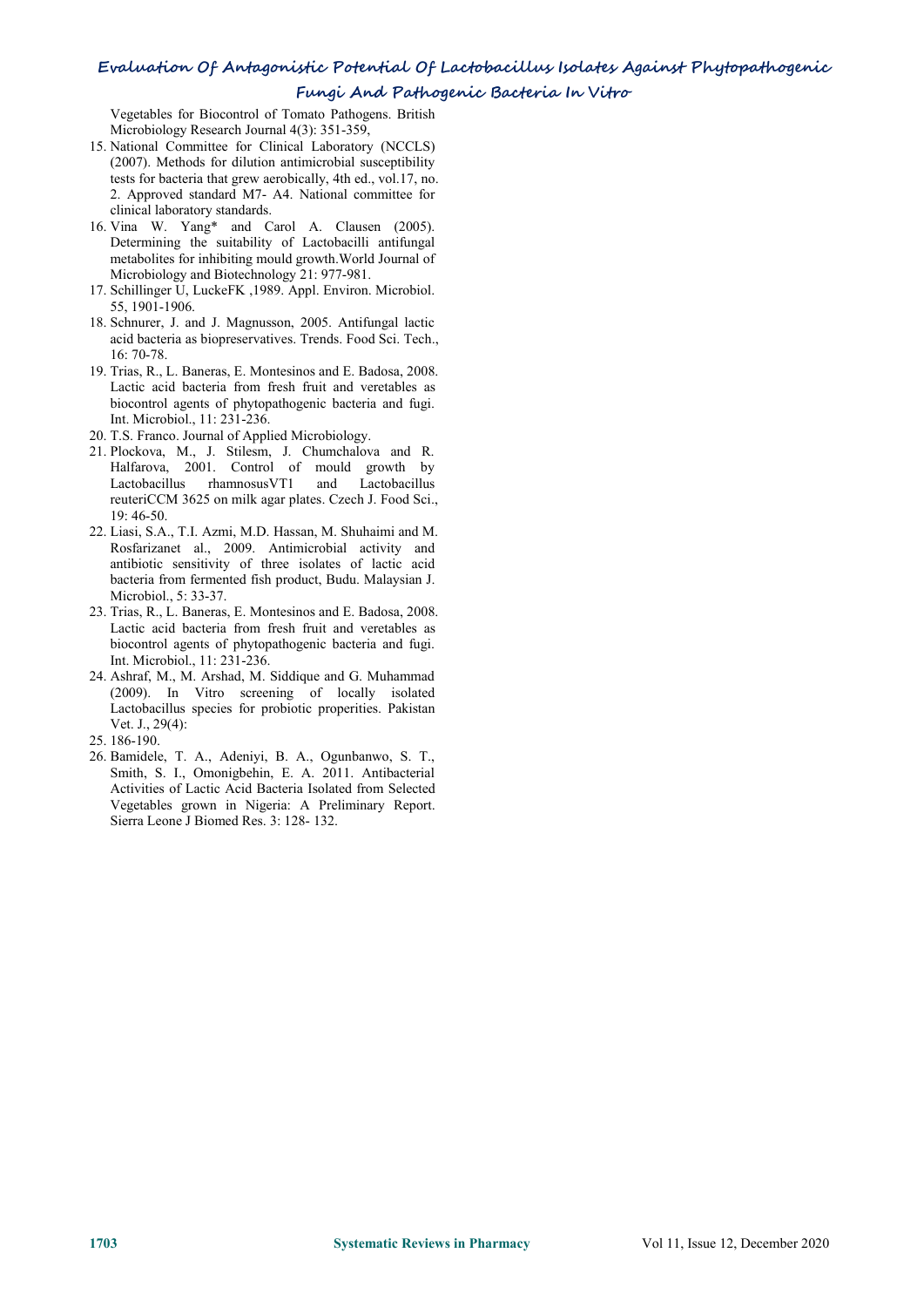Vegetables for Biocontrol of Tomato Pathogens. British Microbiology Research Journal 4(3): 351-359,

15. National Committee for Clinical Laboratory (NCCLS) (2007). Methods for dilution antimicrobial susceptibility tests for bacteria that grew aerobically, 4th ed., vol.17, no. 2. Approved standard M7- A4. National committee for clinical laboratory standards.
16. Vina W. Yang* and Carol A. Clausen (2005). Determining the suitability of Lactobacilli antifungal metabolites for inhibiting mould growth.World Journal of Microbiology and Biotechnology 21: 977-981.
17. Schillinger U, LuckeFK ,1989. Appl. Environ. Microbiol. 55, 1901-1906.
18. Schnurer, J. and J. Magnusson, 2005. Antifungal lactic acid bacteria as biopreservatives. Trends. Food Sci. Tech., 16: 70-78.
19. Trias, R., L. Baneras, E. Montesinos and E. Badosa, 2008. Lactic acid bacteria from fresh fruit and veretables as biocontrol agents of phytopathogenic bacteria and fugi. Int. Microbiol., 11: 231-236.
20. T.S. Franco. Journal of Applied Microbiology.
21. Plockova, M., J. Stilesm, J. Chumchalova and R. Halfarova, 2001. Control of mould growth by Lactobacillus rhamnosusVT1 and Lactobacillus reuteriCCM 3625 on milk agar plates. Czech J. Food Sci., 19: 46-50.
22. Liasi, S.A., T.I. Azmi, M.D. Hassan, M. Shuhaimi and M. Rosfarizanet al., 2009. Antimicrobial activity and antibiotic sensitivity of three isolates of lactic acid bacteria from fermented fish product, Budu. Malaysian J. Microbiol., 5: 33-37.
23. Trias, R., L. Baneras, E. Montesinos and E. Badosa, 2008. Lactic acid bacteria from fresh fruit and veretables as biocontrol agents of phytopathogenic bacteria and fugi. Int. Microbiol., 11: 231-236.
24. Ashraf, M., M. Arshad, M. Siddique and G. Muhammad (2009). In Vitro screening of locally isolated Lactobacillus species for probiotic properties. Pakistan Vet. J., 29(4):
25. 186-190.
26. Bamidele, T. A., Adeniyi, B. A., Ogunbanwo, S. T., Smith, S. I., Omonigbehin, E. A. 2011. Antibacterial Activities of Lactic Acid Bacteria Isolated from Selected Vegetables grown in Nigeria: A Preliminary Report. Sierra Leone J Biomed Res. 3: 128- 132.